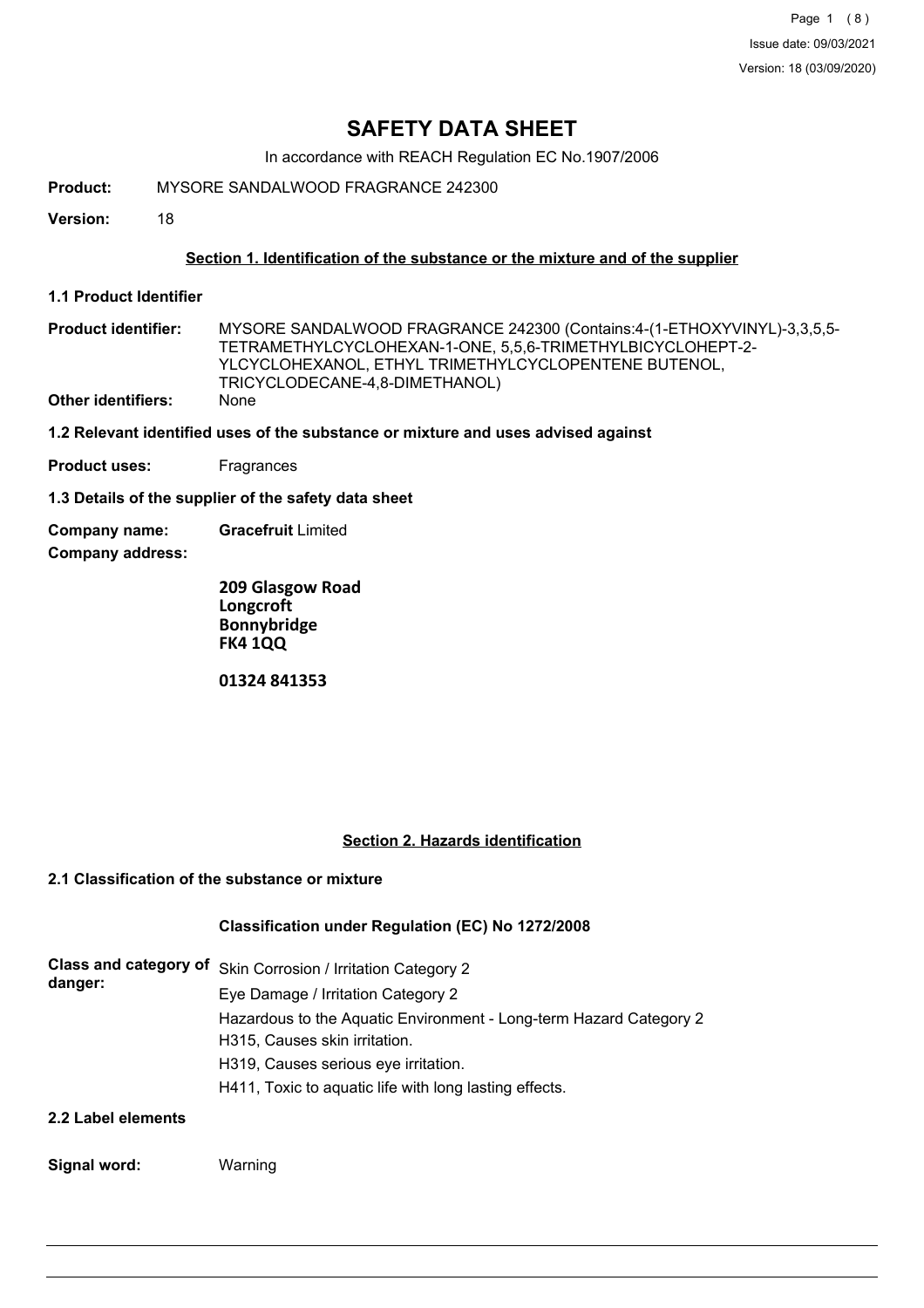Issue date: 09/03/2021

Version: 18 (03/09/2020)

# SAFETY DATA SHEET

In accordance with REACH Regulation EC No.1907/2006

**Product:** MYSORE SANDALWOOD FRAGRANCE 242300

**Version:** 18

## Section 1. Identification of the substance or the mixture and of the supplier

### 1.1 Product Identifier

**Product identifier:** MYSORE SANDALWOOD FRAGRANCE 242300 (Contains:4-(1-ETHOXYVINYL)-3,3,5,5-TETRAMETHYLCYCLOHEXAN-1-ONE, 5,5,6-TRIMETHYLBICYCLOHEPT-2-YLCYCLOHEXANOL, ETHYL TRIMETHYLCYCLOPENTENE BUTENOL, TRICYCLODECANE-4,8-DIMETHANOL)

**Other identifiers:** None

### 1.2 Relevant identified uses of the substance or mixture and uses advised against

**Product uses:** Fragrances

### 1.3 Details of the supplier of the safety data sheet

**Company name:** **Gracefruit** Limited

**Company address:**

**209 Glasgow Road**
**Longcroft**
**Bonnybridge**
**FK4 1QQ**

**01324 841353**

## Section 2. Hazards identification

### 2.1 Classification of the substance or mixture

**Classification under Regulation (EC) No 1272/2008**

**Class and category of danger:**

Skin Corrosion / Irritation Category 2

Eye Damage / Irritation Category 2

Hazardous to the Aquatic Environment - Long-term Hazard Category 2

H315, Causes skin irritation.

H319, Causes serious eye irritation.

H411, Toxic to aquatic life with long lasting effects.

### 2.2 Label elements

**Signal word:** Warning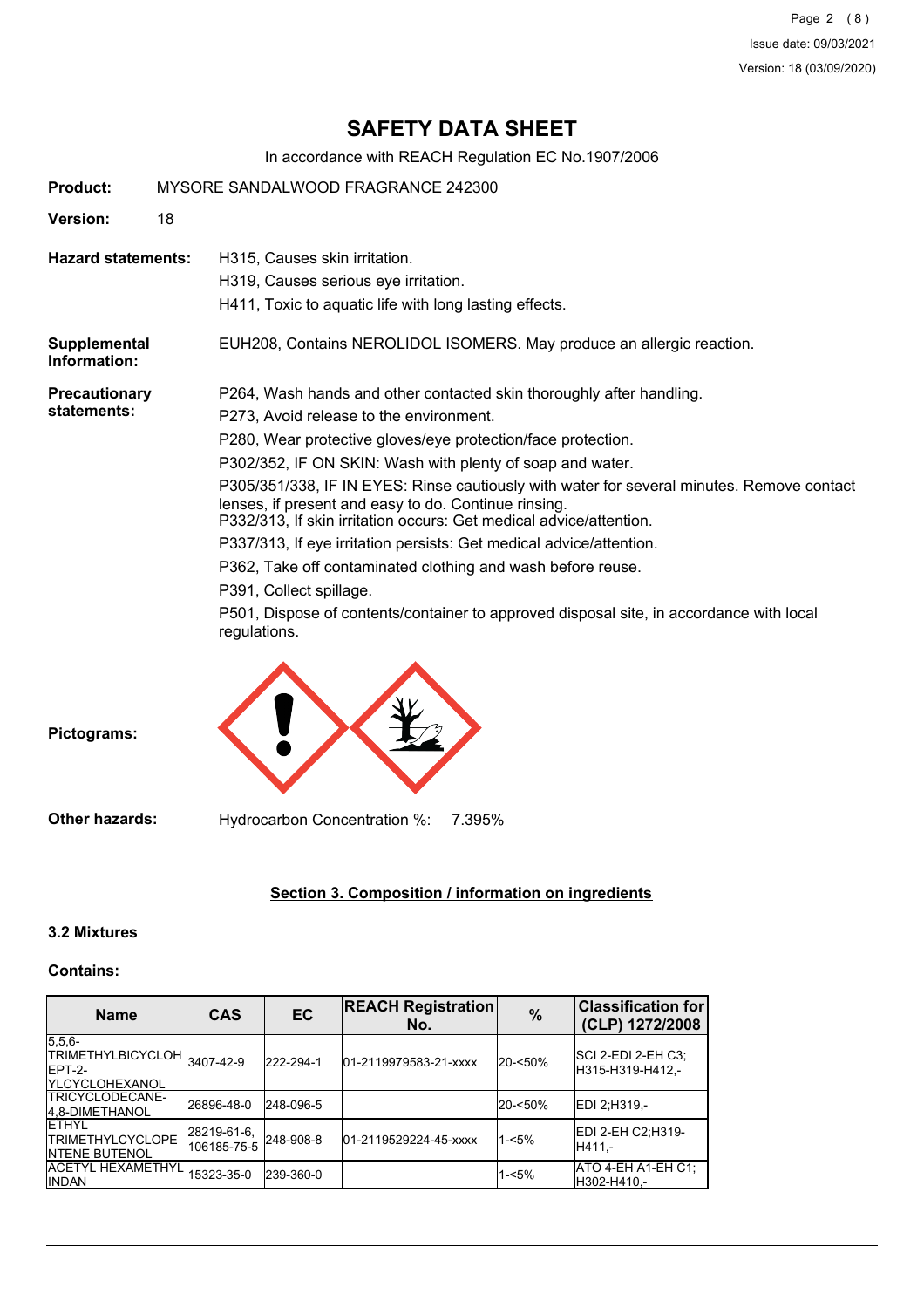# SAFETY DATA SHEET

In accordance with REACH Regulation EC No.1907/2006

**Product:** MYSORE SANDALWOOD FRAGRANCE 242300

**Version:** 18

**Hazard statements:**

H315, Causes skin irritation.

H319, Causes serious eye irritation.

H411, Toxic to aquatic life with long lasting effects.

**Supplemental Information:**

EUH208, Contains NEROLIDOL ISOMERS. May produce an allergic reaction.

**Precautionary statements:**

P264, Wash hands and other contacted skin thoroughly after handling.

P273, Avoid release to the environment.

P280, Wear protective gloves/eye protection/face protection.

P302/352, IF ON SKIN: Wash with plenty of soap and water.

P305/351/338, IF IN EYES: Rinse cautiously with water for several minutes. Remove contact lenses, if present and easy to do. Continue rinsing.
P332/313, If skin irritation occurs: Get medical advice/attention.

P337/313, If eye irritation persists: Get medical advice/attention.

P362, Take off contaminated clothing and wash before reuse.

P391, Collect spillage.

P501, Dispose of contents/container to approved disposal site, in accordance with local regulations.

**Pictograms:**

**Other hazards:** Hydrocarbon Concentration %: 7.395%

## Section 3. Composition / information on ingredients

### 3.2 Mixtures

**Contains:**

| Name | CAS | EC | REACH Registration No. | % | Classification for (CLP) 1272/2008 |
|---|---|---|---|---|---|
| 5,5,6-TRIMETHYLBICYCLOHEPT-2-YLCYCLOHEXANOL | 3407-42-9 | 222-294-1 | 01-2119979583-21-xxxx | 20-<50% | SCI 2-EDI 2-EH C3;H315-H319-H412,- |
| TRICYCLODECANE-4,8-DIMETHANOL | 26896-48-0 | 248-096-5 | | 20-<50% | EDI 2;H319,- |
| ETHYL TRIMETHYLCYCLOPENTENE BUTENOL | 28219-61-6, 106185-75-5 | 248-908-8 | 01-2119529224-45-xxxx | 1-<5% | EDI 2-EH C2;H319-H411,- |
| ACETYL HEXAMETHYL INDAN | 15323-35-0 | 239-360-0 | | 1-<5% | ATO 4-EH A1-EH C1;H302-H410,- |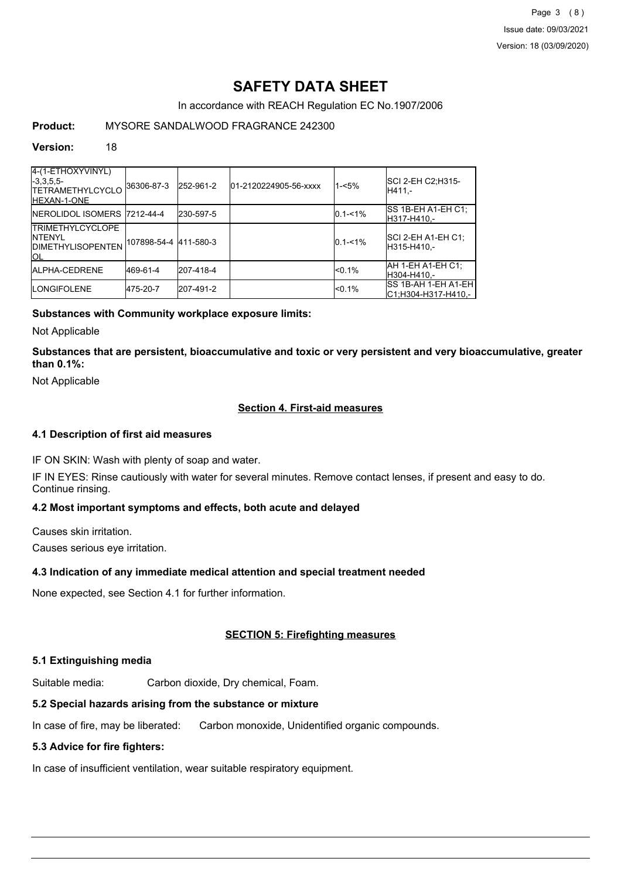# SAFETY DATA SHEET

In accordance with REACH Regulation EC No.1907/2006

**Product:** MYSORE SANDALWOOD FRAGRANCE 242300

**Version:** 18

| | | | | | |
|---|---|---|---|---|---|
| 4-(1-ETHOXYVINYL)-3,3,5,5-TETRAMETHYLCYCLOHEXAN-1-ONE | 36306-87-3 | 252-961-2 | 01-2120224905-56-xxxx | 1-<5% | SCI 2-EH C2;H315-H411,- |
| NEROLIDOL ISOMERS | 7212-44-4 | 230-597-5 | | 0.1-<1% | SS 1B-EH A1-EH C1;H317-H410,- |
| TRIMETHYLCYCLOPENTENYL DIMETHYLISOPENTENOL | 107898-54-4 | 411-580-3 | | 0.1-<1% | SCI 2-EH A1-EH C1;H315-H410,- |
| ALPHA-CEDRENE | 469-61-4 | 207-418-4 | | <0.1% | AH 1-EH A1-EH C1;H304-H410,- |
| LONGIFOLENE | 475-20-7 | 207-491-2 | | <0.1% | SS 1B-AH 1-EH A1-EH C1;H304-H317-H410,- |

**Substances with Community workplace exposure limits:**

Not Applicable

**Substances that are persistent, bioaccumulative and toxic or very persistent and very bioaccumulative, greater than 0.1%:**

Not Applicable

## Section 4. First-aid measures

### 4.1 Description of first aid measures

IF ON SKIN: Wash with plenty of soap and water.

IF IN EYES: Rinse cautiously with water for several minutes. Remove contact lenses, if present and easy to do. Continue rinsing.

### 4.2 Most important symptoms and effects, both acute and delayed

Causes skin irritation.

Causes serious eye irritation.

### 4.3 Indication of any immediate medical attention and special treatment needed

None expected, see Section 4.1 for further information.

## SECTION 5: Firefighting measures

### 5.1 Extinguishing media

Suitable media: Carbon dioxide, Dry chemical, Foam.

### 5.2 Special hazards arising from the substance or mixture

In case of fire, may be liberated: Carbon monoxide, Unidentified organic compounds.

### 5.3 Advice for fire fighters:

In case of insufficient ventilation, wear suitable respiratory equipment.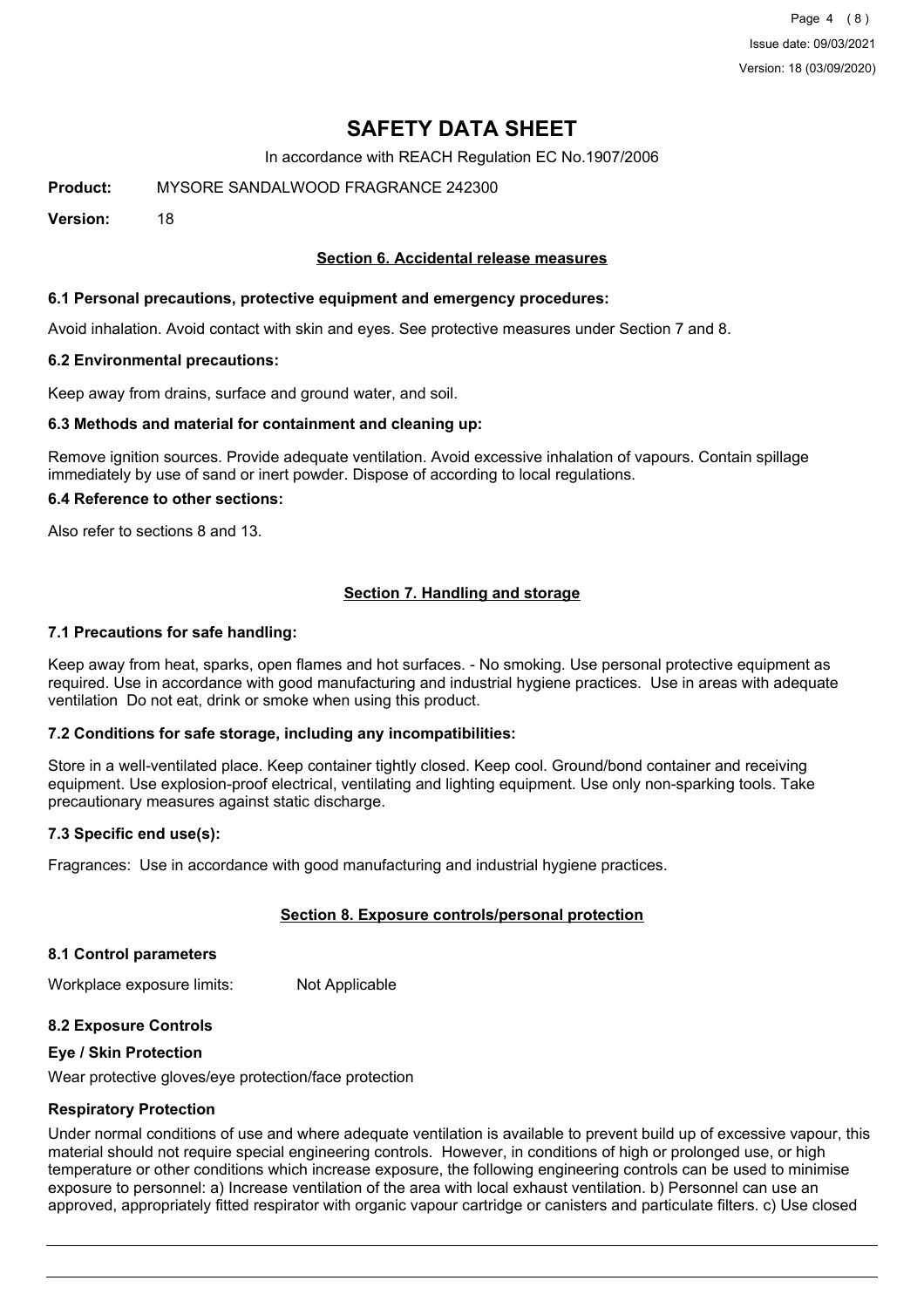# SAFETY DATA SHEET

In accordance with REACH Regulation EC No.1907/2006

**Product:** MYSORE SANDALWOOD FRAGRANCE 242300

**Version:** 18

## Section 6. Accidental release measures

### 6.1 Personal precautions, protective equipment and emergency procedures:

Avoid inhalation. Avoid contact with skin and eyes. See protective measures under Section 7 and 8.

### 6.2 Environmental precautions:

Keep away from drains, surface and ground water, and soil.

### 6.3 Methods and material for containment and cleaning up:

Remove ignition sources. Provide adequate ventilation. Avoid excessive inhalation of vapours. Contain spillage immediately by use of sand or inert powder. Dispose of according to local regulations.

### 6.4 Reference to other sections:

Also refer to sections 8 and 13.

## Section 7. Handling and storage

### 7.1 Precautions for safe handling:

Keep away from heat, sparks, open flames and hot surfaces. - No smoking. Use personal protective equipment as required. Use in accordance with good manufacturing and industrial hygiene practices. Use in areas with adequate ventilation Do not eat, drink or smoke when using this product.

### 7.2 Conditions for safe storage, including any incompatibilities:

Store in a well-ventilated place. Keep container tightly closed. Keep cool. Ground/bond container and receiving equipment. Use explosion-proof electrical, ventilating and lighting equipment. Use only non-sparking tools. Take precautionary measures against static discharge.

### 7.3 Specific end use(s):

Fragrances: Use in accordance with good manufacturing and industrial hygiene practices.

## Section 8. Exposure controls/personal protection

### 8.1 Control parameters

Workplace exposure limits: Not Applicable

### 8.2 Exposure Controls

**Eye / Skin Protection**

Wear protective gloves/eye protection/face protection

**Respiratory Protection**

Under normal conditions of use and where adequate ventilation is available to prevent build up of excessive vapour, this material should not require special engineering controls. However, in conditions of high or prolonged use, or high temperature or other conditions which increase exposure, the following engineering controls can be used to minimise exposure to personnel: a) Increase ventilation of the area with local exhaust ventilation. b) Personnel can use an approved, appropriately fitted respirator with organic vapour cartridge or canisters and particulate filters. c) Use closed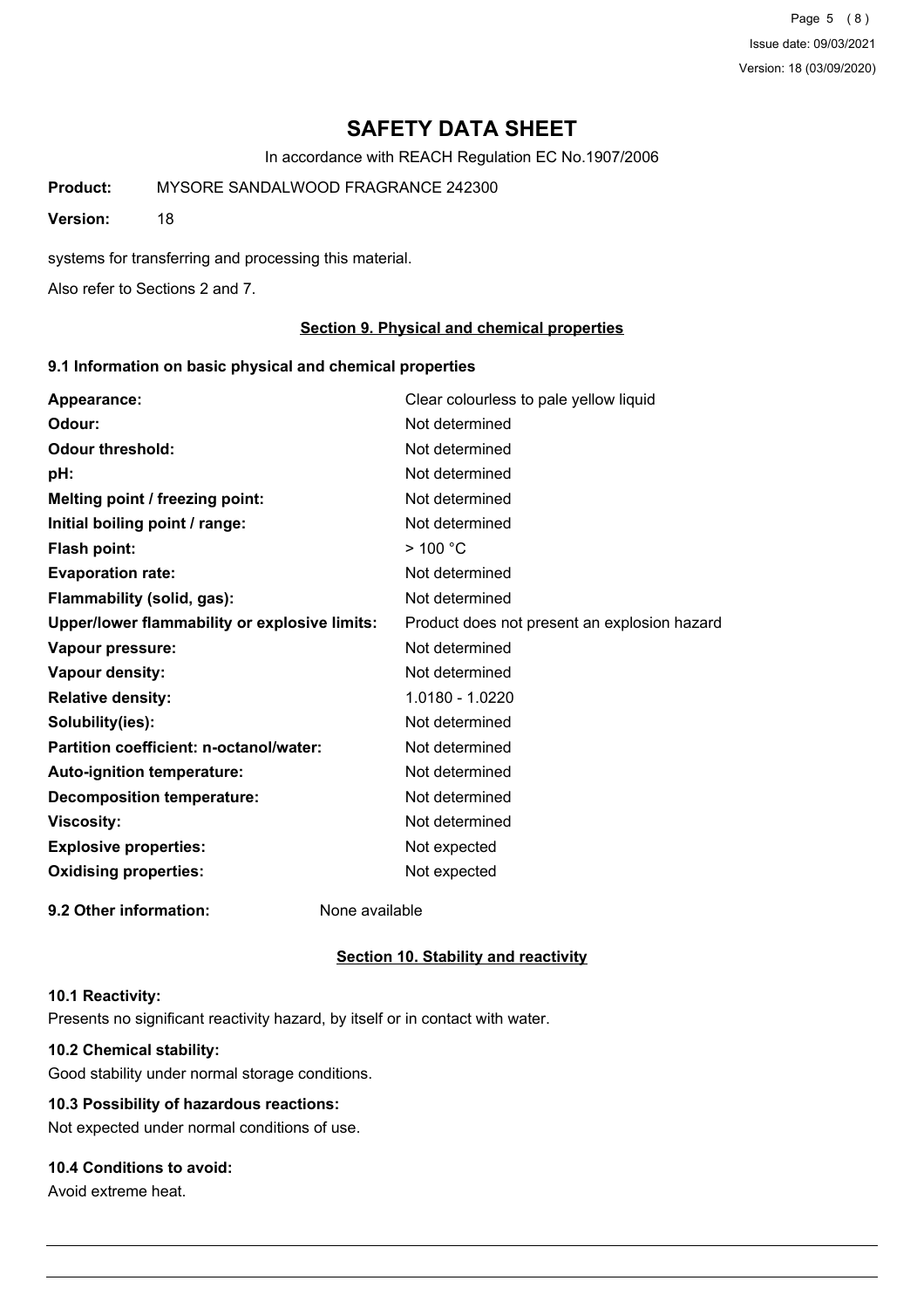systems for transferring and processing this material.

Also refer to Sections 2 and 7.

## Section 9. Physical and chemical properties

### 9.1 Information on basic physical and chemical properties

| | |
|---|---|
| **Appearance:** | Clear colourless to pale yellow liquid |
| **Odour:** | Not determined |
| **Odour threshold:** | Not determined |
| **pH:** | Not determined |
| **Melting point / freezing point:** | Not determined |
| **Initial boiling point / range:** | Not determined |
| **Flash point:** | > 100 °C |
| **Evaporation rate:** | Not determined |
| **Flammability (solid, gas):** | Not determined |
| **Upper/lower flammability or explosive limits:** | Product does not present an explosion hazard |
| **Vapour pressure:** | Not determined |
| **Vapour density:** | Not determined |
| **Relative density:** | 1.0180 - 1.0220 |
| **Solubility(ies):** | Not determined |
| **Partition coefficient: n-octanol/water:** | Not determined |
| **Auto-ignition temperature:** | Not determined |
| **Decomposition temperature:** | Not determined |
| **Viscosity:** | Not determined |
| **Explosive properties:** | Not expected |
| **Oxidising properties:** | Not expected |

**9.2 Other information:** None available

## Section 10. Stability and reactivity

### 10.1 Reactivity:

Presents no significant reactivity hazard, by itself or in contact with water.

### 10.2 Chemical stability:

Good stability under normal storage conditions.

### 10.3 Possibility of hazardous reactions:

Not expected under normal conditions of use.

### 10.4 Conditions to avoid:

Avoid extreme heat.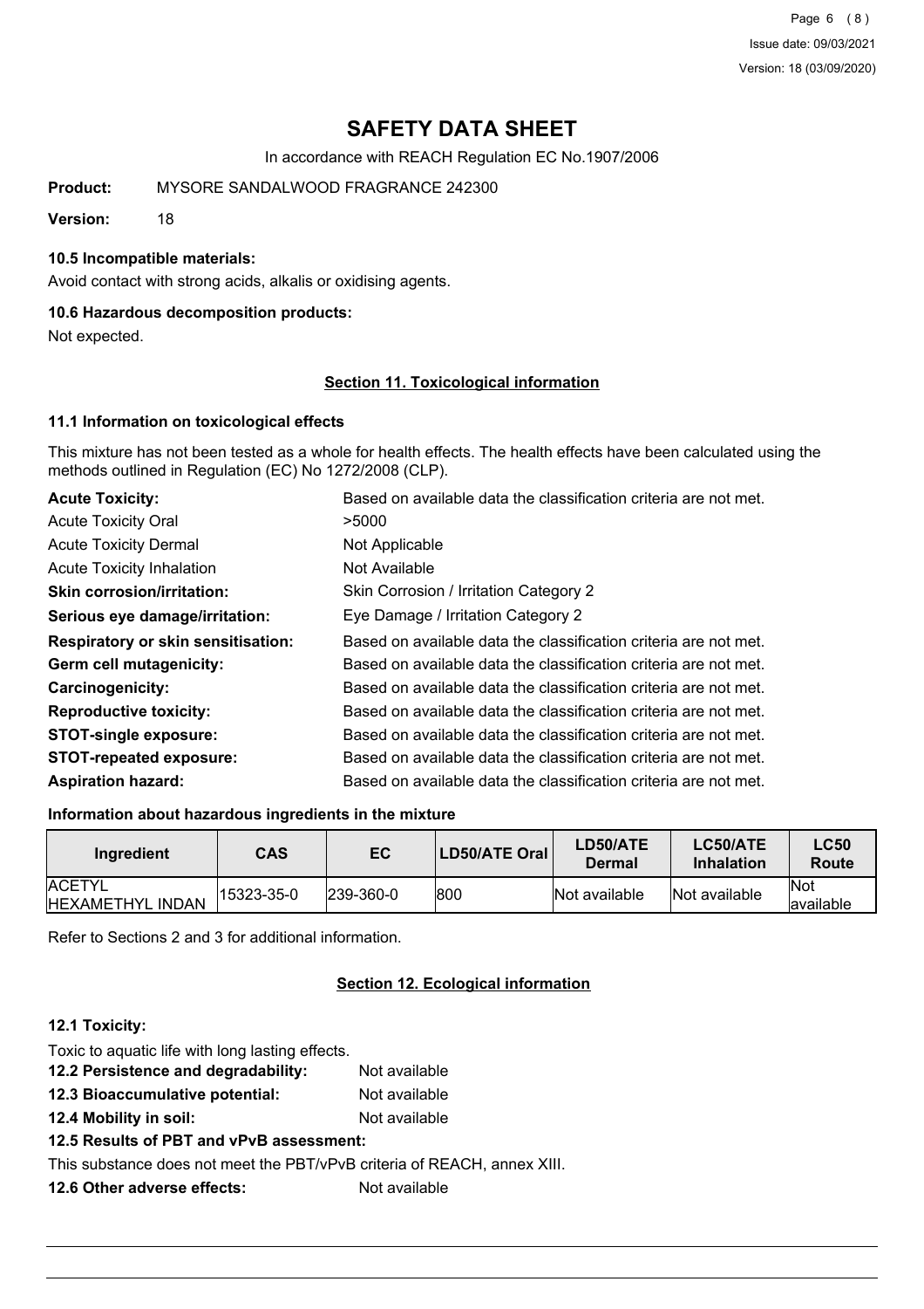# SAFETY DATA SHEET

In accordance with REACH Regulation EC No.1907/2006

**Product:** MYSORE SANDALWOOD FRAGRANCE 242300

**Version:** 18

### 10.5 Incompatible materials:

Avoid contact with strong acids, alkalis or oxidising agents.

### 10.6 Hazardous decomposition products:

Not expected.

## Section 11. Toxicological information

### 11.1 Information on toxicological effects

This mixture has not been tested as a whole for health effects. The health effects have been calculated using the methods outlined in Regulation (EC) No 1272/2008 (CLP).

**Acute Toxicity:** Based on available data the classification criteria are not met.

Acute Toxicity Oral: >5000

Acute Toxicity Dermal: Not Applicable

Acute Toxicity Inhalation: Not Available

**Skin corrosion/irritation:** Skin Corrosion / Irritation Category 2

**Serious eye damage/irritation:** Eye Damage / Irritation Category 2

**Respiratory or skin sensitisation:** Based on available data the classification criteria are not met.

**Germ cell mutagenicity:** Based on available data the classification criteria are not met.

**Carcinogenicity:** Based on available data the classification criteria are not met.

**Reproductive toxicity:** Based on available data the classification criteria are not met.

**STOT-single exposure:** Based on available data the classification criteria are not met.

**STOT-repeated exposure:** Based on available data the classification criteria are not met.

**Aspiration hazard:** Based on available data the classification criteria are not met.

### Information about hazardous ingredients in the mixture

| Ingredient | CAS | EC | LD50/ATE Oral | LD50/ATE Dermal | LC50/ATE Inhalation | LC50 Route |
|---|---|---|---|---|---|---|
| ACETYL HEXAMETHYL INDAN | 15323-35-0 | 239-360-0 | 800 | Not available | Not available | Not available |

Refer to Sections 2 and 3 for additional information.

## Section 12. Ecological information

### 12.1 Toxicity:

Toxic to aquatic life with long lasting effects.

**12.2 Persistence and degradability:** Not available

**12.3 Bioaccumulative potential:** Not available

**12.4 Mobility in soil:** Not available

**12.5 Results of PBT and vPvB assessment:**

This substance does not meet the PBT/vPvB criteria of REACH, annex XIII.

**12.6 Other adverse effects:** Not available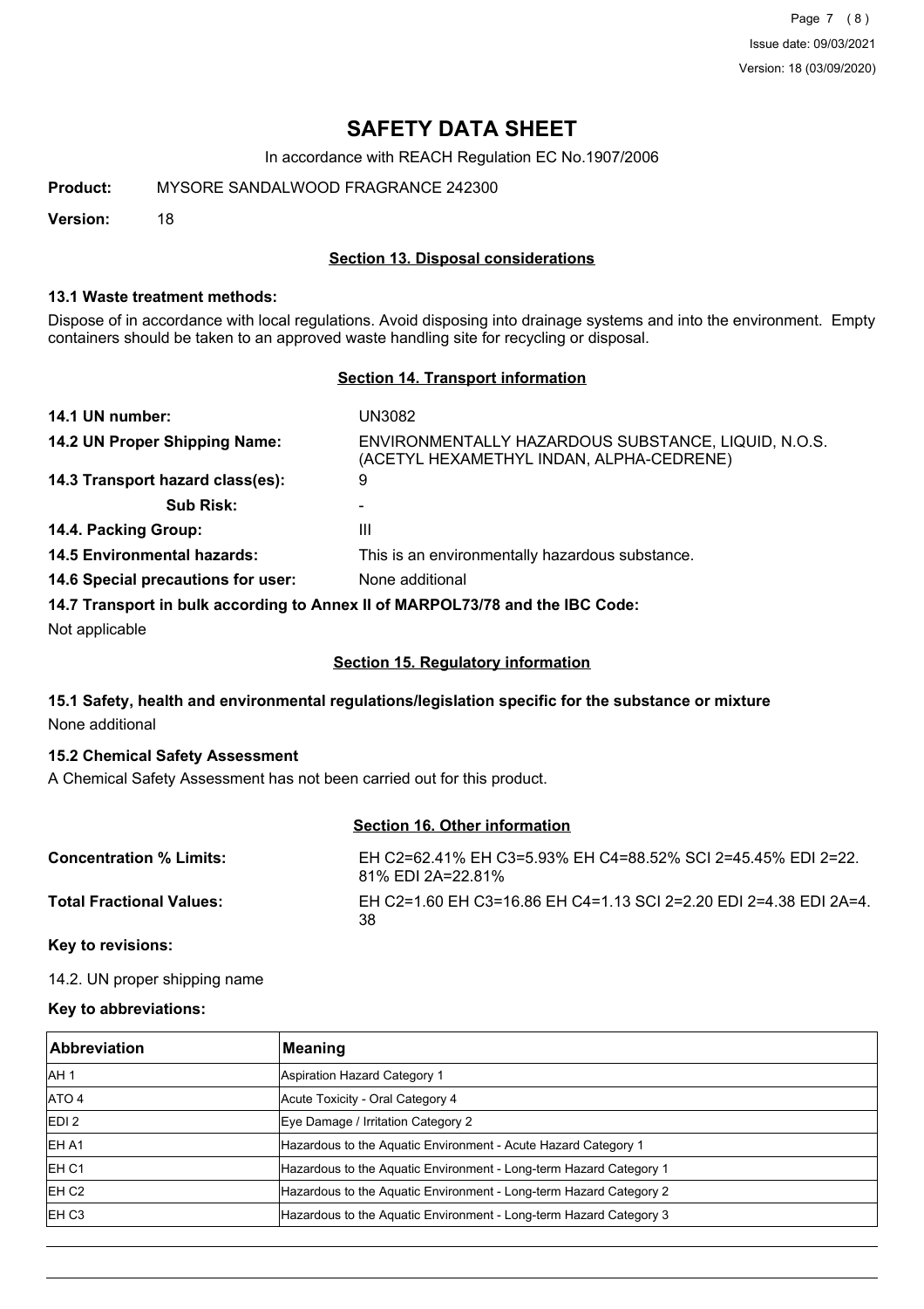# SAFETY DATA SHEET

In accordance with REACH Regulation EC No.1907/2006

**Product:** MYSORE SANDALWOOD FRAGRANCE 242300

**Version:** 18

## Section 13. Disposal considerations

### 13.1 Waste treatment methods:

Dispose of in accordance with local regulations. Avoid disposing into drainage systems and into the environment. Empty containers should be taken to an approved waste handling site for recycling or disposal.

## Section 14. Transport information

**14.1 UN number:** UN3082

**14.2 UN Proper Shipping Name:** ENVIRONMENTALLY HAZARDOUS SUBSTANCE, LIQUID, N.O.S. (ACETYL HEXAMETHYL INDAN, ALPHA-CEDRENE)

**14.3 Transport hazard class(es):** 9

**Sub Risk:** -

**14.4. Packing Group:** III

**14.5 Environmental hazards:** This is an environmentally hazardous substance.

**14.6 Special precautions for user:** None additional

**14.7 Transport in bulk according to Annex II of MARPOL73/78 and the IBC Code:**

Not applicable

## Section 15. Regulatory information

### 15.1 Safety, health and environmental regulations/legislation specific for the substance or mixture

None additional

### 15.2 Chemical Safety Assessment

A Chemical Safety Assessment has not been carried out for this product.

## Section 16. Other information

**Concentration % Limits:** EH C2=62.41% EH C3=5.93% EH C4=88.52% SCI 2=45.45% EDI 2=22.81% EDI 2A=22.81%

**Total Fractional Values:** EH C2=1.60 EH C3=16.86 EH C4=1.13 SCI 2=2.20 EDI 2=4.38 EDI 2A=4.38

**Key to revisions:**

14.2. UN proper shipping name

**Key to abbreviations:**

| Abbreviation | Meaning |
|---|---|
| AH 1 | Aspiration Hazard Category 1 |
| ATO 4 | Acute Toxicity - Oral Category 4 |
| EDI 2 | Eye Damage / Irritation Category 2 |
| EH A1 | Hazardous to the Aquatic Environment - Acute Hazard Category 1 |
| EH C1 | Hazardous to the Aquatic Environment - Long-term Hazard Category 1 |
| EH C2 | Hazardous to the Aquatic Environment - Long-term Hazard Category 2 |
| EH C3 | Hazardous to the Aquatic Environment - Long-term Hazard Category 3 |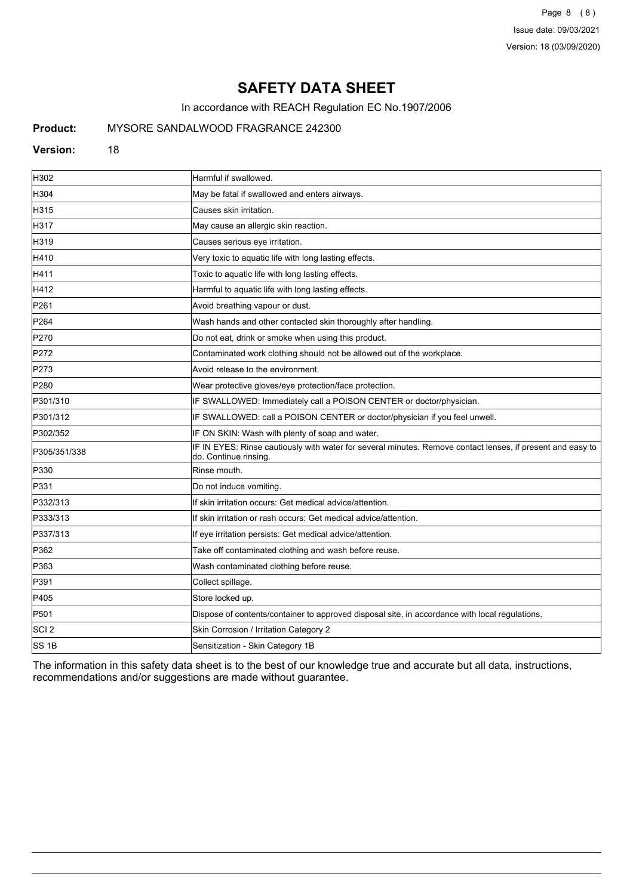# SAFETY DATA SHEET

In accordance with REACH Regulation EC No.1907/2006

**Product:** MYSORE SANDALWOOD FRAGRANCE 242300

**Version:** 18

| | |
|---|---|
| H302 | Harmful if swallowed. |
| H304 | May be fatal if swallowed and enters airways. |
| H315 | Causes skin irritation. |
| H317 | May cause an allergic skin reaction. |
| H319 | Causes serious eye irritation. |
| H410 | Very toxic to aquatic life with long lasting effects. |
| H411 | Toxic to aquatic life with long lasting effects. |
| H412 | Harmful to aquatic life with long lasting effects. |
| P261 | Avoid breathing vapour or dust. |
| P264 | Wash hands and other contacted skin thoroughly after handling. |
| P270 | Do not eat, drink or smoke when using this product. |
| P272 | Contaminated work clothing should not be allowed out of the workplace. |
| P273 | Avoid release to the environment. |
| P280 | Wear protective gloves/eye protection/face protection. |
| P301/310 | IF SWALLOWED: Immediately call a POISON CENTER or doctor/physician. |
| P301/312 | IF SWALLOWED: call a POISON CENTER or doctor/physician if you feel unwell. |
| P302/352 | IF ON SKIN: Wash with plenty of soap and water. |
| P305/351/338 | IF IN EYES: Rinse cautiously with water for several minutes. Remove contact lenses, if present and easy to do. Continue rinsing. |
| P330 | Rinse mouth. |
| P331 | Do not induce vomiting. |
| P332/313 | If skin irritation occurs: Get medical advice/attention. |
| P333/313 | If skin irritation or rash occurs: Get medical advice/attention. |
| P337/313 | If eye irritation persists: Get medical advice/attention. |
| P362 | Take off contaminated clothing and wash before reuse. |
| P363 | Wash contaminated clothing before reuse. |
| P391 | Collect spillage. |
| P405 | Store locked up. |
| P501 | Dispose of contents/container to approved disposal site, in accordance with local regulations. |
| SCI 2 | Skin Corrosion / Irritation Category 2 |
| SS 1B | Sensitization - Skin Category 1B |

The information in this safety data sheet is to the best of our knowledge true and accurate but all data, instructions, recommendations and/or suggestions are made without guarantee.